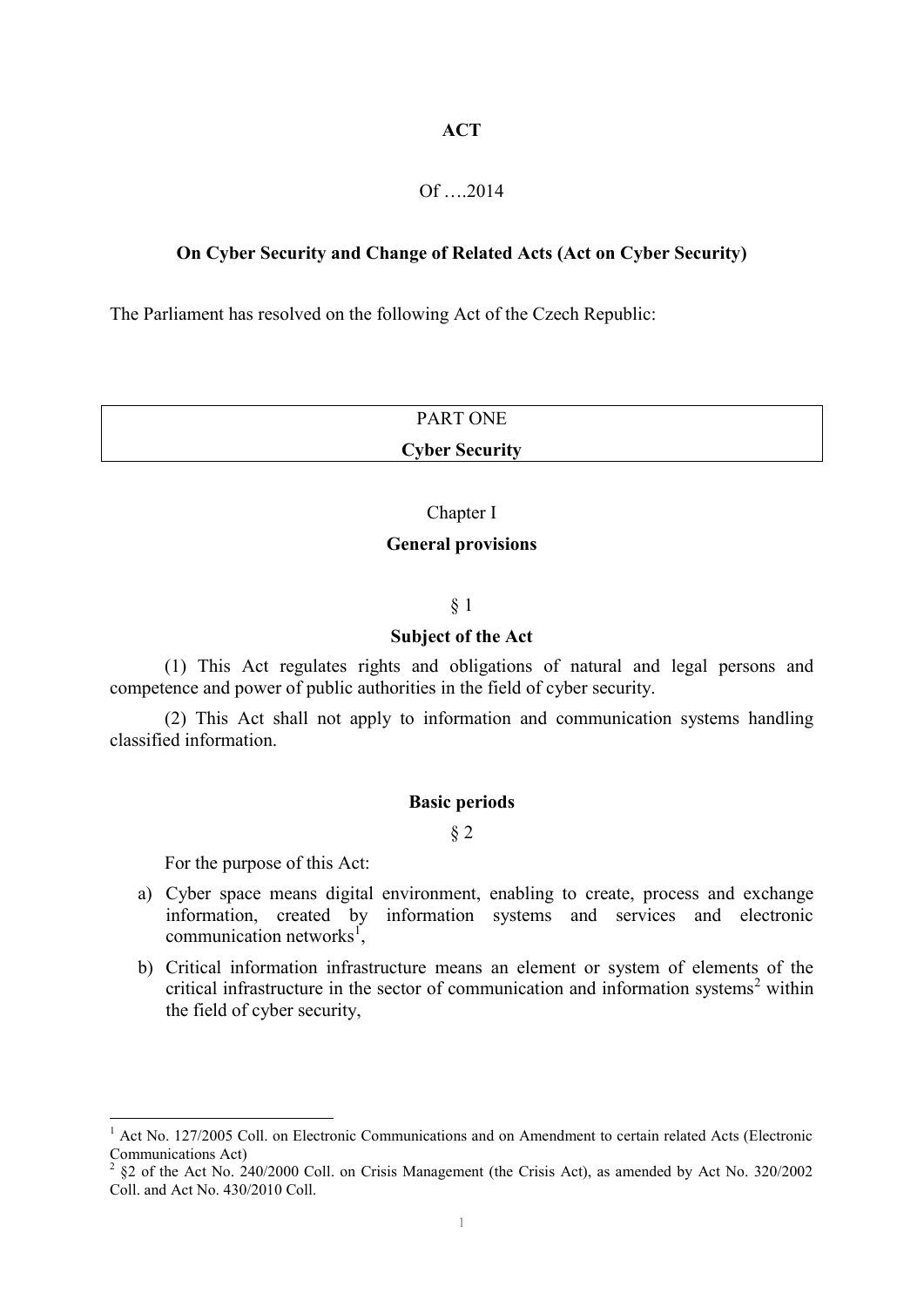**ACT**

Of ….2014

**On Cyber Security and Change of Related Acts (Act on Cyber Security)**

The Parliament has resolved on the following Act of the Czech Republic:

PART ONE

**Cyber Security**

Chapter I

**General provisions**

§ 1

**Subject of the Act**

(1) This Act regulates rights and obligations of natural and legal persons and competence and power of public authorities in the field of cyber security.

(2) This Act shall not apply to information and communication systems handling classified information.

**Basic periods**

§ 2

For the purpose of this Act:

a) Cyber space means digital environment, enabling to create, process and exchange information, created by information systems and services and electronic communication networks[1],

b) Critical information infrastructure means an element or system of elements of the critical infrastructure in the sector of communication and information systems[2] within the field of cyber security,

---

[1] Act No. 127/2005 Coll. on Electronic Communications and on Amendment to certain related Acts (Electronic Communications Act)

[2] §2 of the Act No. 240/2000 Coll. on Crisis Management (the Crisis Act), as amended by Act No. 320/2002 Coll. and Act No. 430/2010 Coll.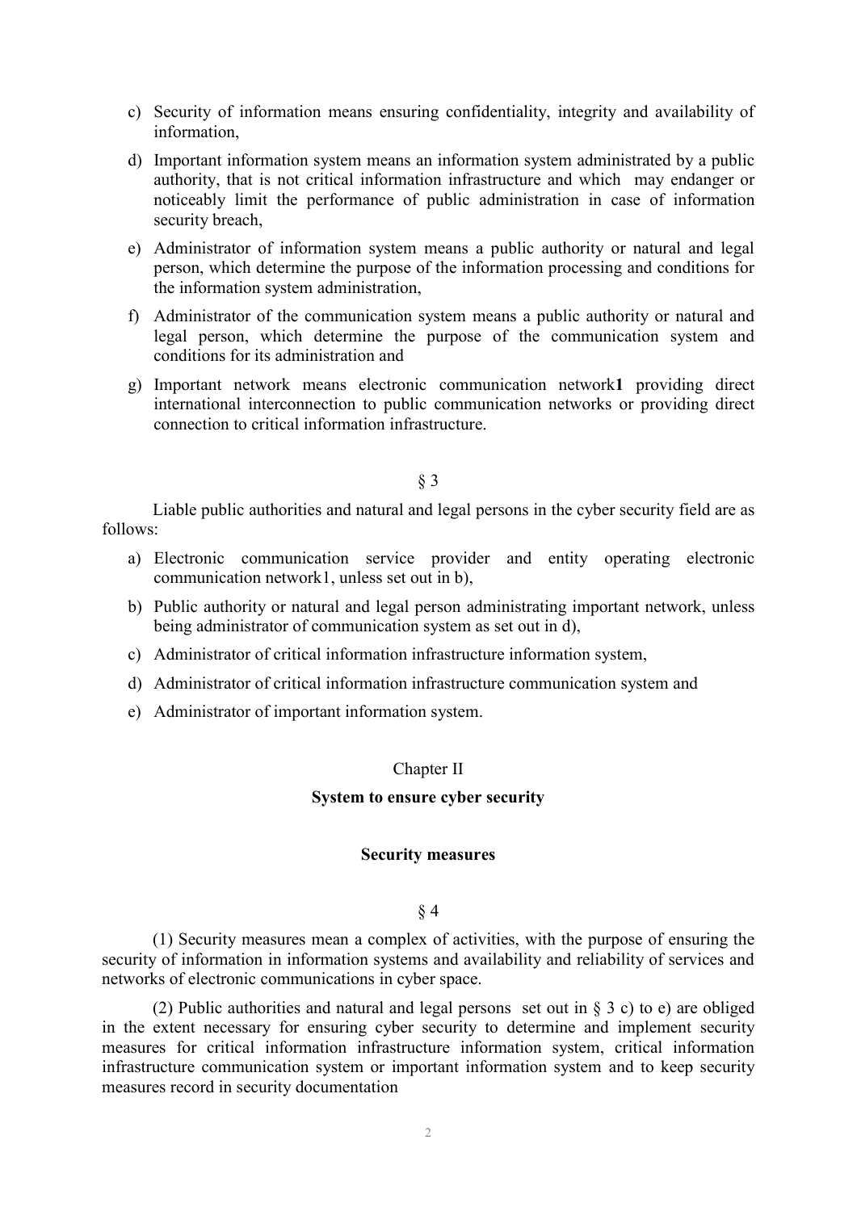c) Security of information means ensuring confidentiality, integrity and availability of information,

d) Important information system means an information system administrated by a public authority, that is not critical information infrastructure and which may endanger or noticeably limit the performance of public administration in case of information security breach,

e) Administrator of information system means a public authority or natural and legal person, which determine the purpose of the information processing and conditions for the information system administration,

f) Administrator of the communication system means a public authority or natural and legal person, which determine the purpose of the communication system and conditions for its administration and

g) Important network means electronic communication network[1] providing direct international interconnection to public communication networks or providing direct connection to critical information infrastructure.

§ 3

Liable public authorities and natural and legal persons in the cyber security field are as follows:

a) Electronic communication service provider and entity operating electronic communication network[1], unless set out in b),

b) Public authority or natural and legal person administrating important network, unless being administrator of communication system as set out in d),

c) Administrator of critical information infrastructure information system,

d) Administrator of critical information infrastructure communication system and

e) Administrator of important information system.

## Chapter II

## System to ensure cyber security

### Security measures

§ 4

(1) Security measures mean a complex of activities, with the purpose of ensuring the security of information in information systems and availability and reliability of services and networks of electronic communications in cyber space.

(2) Public authorities and natural and legal persons set out in § 3 c) to e) are obliged in the extent necessary for ensuring cyber security to determine and implement security measures for critical information infrastructure information system, critical information infrastructure communication system or important information system and to keep security measures record in security documentation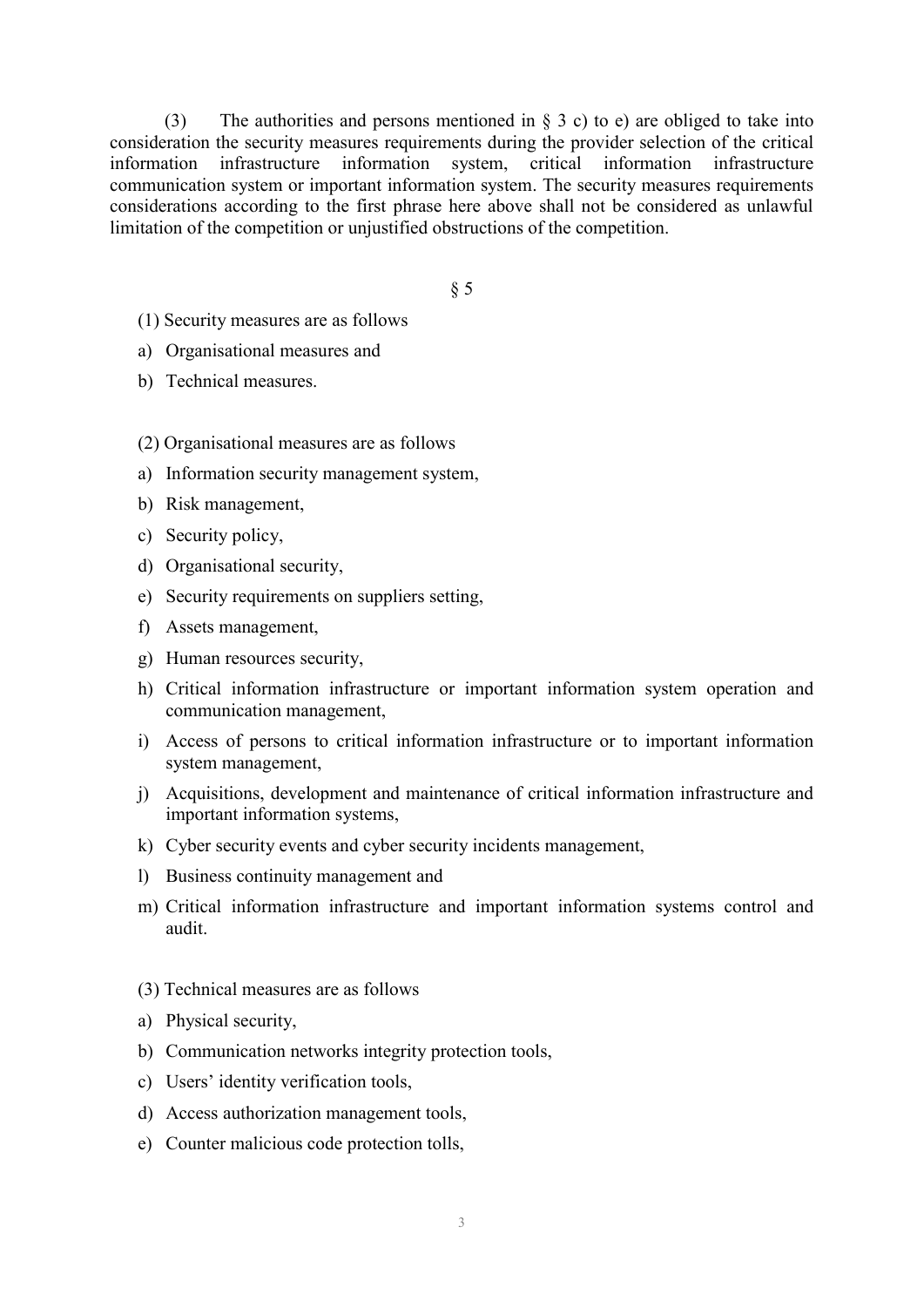(3) The authorities and persons mentioned in § 3 c) to e) are obliged to take into consideration the security measures requirements during the provider selection of the critical information infrastructure information system, critical information infrastructure communication system or important information system. The security measures requirements considerations according to the first phrase here above shall not be considered as unlawful limitation of the competition or unjustified obstructions of the competition.

§ 5

(1) Security measures are as follows

a) Organisational measures and
b) Technical measures.

(2) Organisational measures are as follows

a) Information security management system,
b) Risk management,
c) Security policy,
d) Organisational security,
e) Security requirements on suppliers setting,
f) Assets management,
g) Human resources security,
h) Critical information infrastructure or important information system operation and communication management,
i) Access of persons to critical information infrastructure or to important information system management,
j) Acquisitions, development and maintenance of critical information infrastructure and important information systems,
k) Cyber security events and cyber security incidents management,
l) Business continuity management and
m) Critical information infrastructure and important information systems control and audit.

(3) Technical measures are as follows

a) Physical security,
b) Communication networks integrity protection tools,
c) Users' identity verification tools,
d) Access authorization management tools,
e) Counter malicious code protection tolls,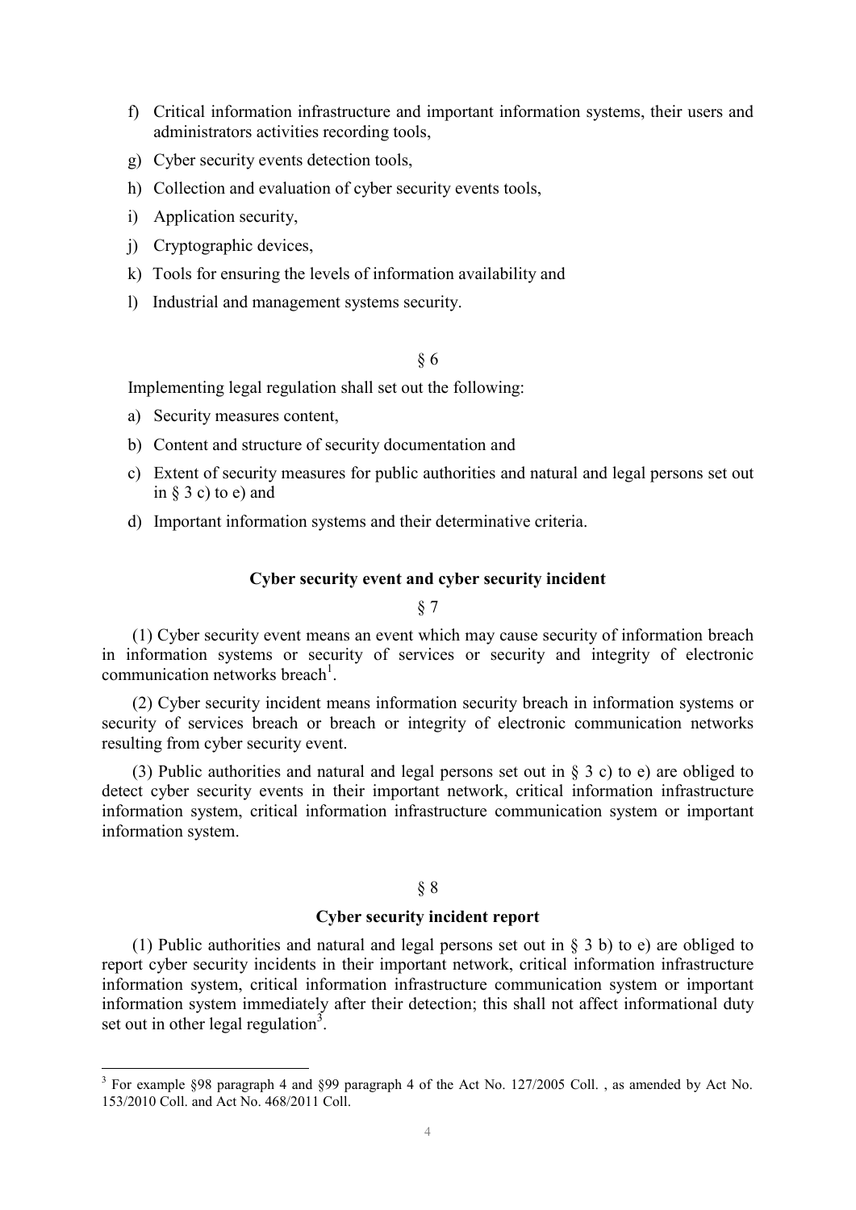f) Critical information infrastructure and important information systems, their users and administrators activities recording tools,
g) Cyber security events detection tools,
h) Collection and evaluation of cyber security events tools,
i) Application security,
j) Cryptographic devices,
k) Tools for ensuring the levels of information availability and
l) Industrial and management systems security.

§ 6

Implementing legal regulation shall set out the following:

a) Security measures content,
b) Content and structure of security documentation and
c) Extent of security measures for public authorities and natural and legal persons set out in § 3 c) to e) and
d) Important information systems and their determinative criteria.

**Cyber security event and cyber security incident**

§ 7

(1) Cyber security event means an event which may cause security of information breach in information systems or security of services or security and integrity of electronic communication networks breach[1].

(2) Cyber security incident means information security breach in information systems or security of services breach or breach or integrity of electronic communication networks resulting from cyber security event.

(3) Public authorities and natural and legal persons set out in § 3 c) to e) are obliged to detect cyber security events in their important network, critical information infrastructure information system, critical information infrastructure communication system or important information system.

§ 8

**Cyber security incident report**

(1) Public authorities and natural and legal persons set out in § 3 b) to e) are obliged to report cyber security incidents in their important network, critical information infrastructure information system, critical information infrastructure communication system or important information system immediately after their detection; this shall not affect informational duty set out in other legal regulation[3].

---

[3] For example §98 paragraph 4 and §99 paragraph 4 of the Act No. 127/2005 Coll. , as amended by Act No. 153/2010 Coll. and Act No. 468/2011 Coll.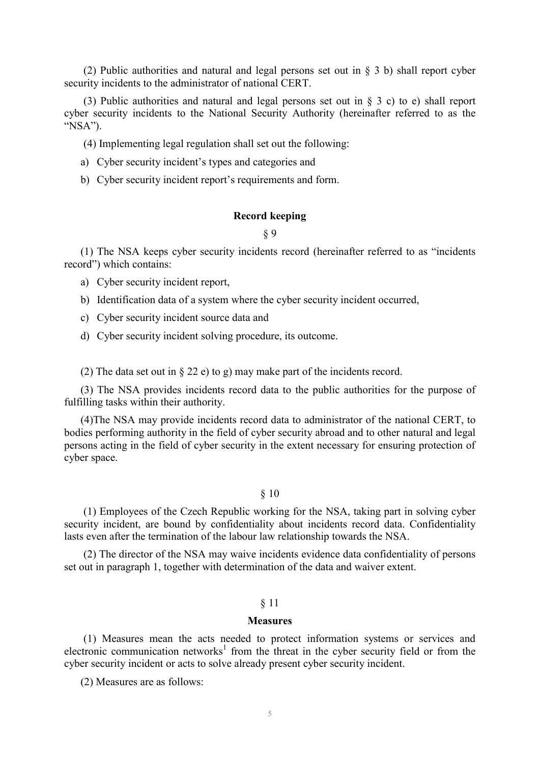(2) Public authorities and natural and legal persons set out in § 3 b) shall report cyber security incidents to the administrator of national CERT.

(3) Public authorities and natural and legal persons set out in § 3 c) to e) shall report cyber security incidents to the National Security Authority (hereinafter referred to as the "NSA").

(4) Implementing legal regulation shall set out the following:

a) Cyber security incident's types and categories and

b) Cyber security incident report's requirements and form.

**Record keeping**

§ 9

(1) The NSA keeps cyber security incidents record (hereinafter referred to as "incidents record") which contains:

a) Cyber security incident report,

b) Identification data of a system where the cyber security incident occurred,

c) Cyber security incident source data and

d) Cyber security incident solving procedure, its outcome.

(2) The data set out in § 22 e) to g) may make part of the incidents record.

(3) The NSA provides incidents record data to the public authorities for the purpose of fulfilling tasks within their authority.

(4)The NSA may provide incidents record data to administrator of the national CERT, to bodies performing authority in the field of cyber security abroad and to other natural and legal persons acting in the field of cyber security in the extent necessary for ensuring protection of cyber space.

§ 10

(1) Employees of the Czech Republic working for the NSA, taking part in solving cyber security incident, are bound by confidentiality about incidents record data. Confidentiality lasts even after the termination of the labour law relationship towards the NSA.

(2) The director of the NSA may waive incidents evidence data confidentiality of persons set out in paragraph 1, together with determination of the data and waiver extent.

§ 11

**Measures**

(1) Measures mean the acts needed to protect information systems or services and electronic communication networks[1] from the threat in the cyber security field or from the cyber security incident or acts to solve already present cyber security incident.

(2) Measures are as follows: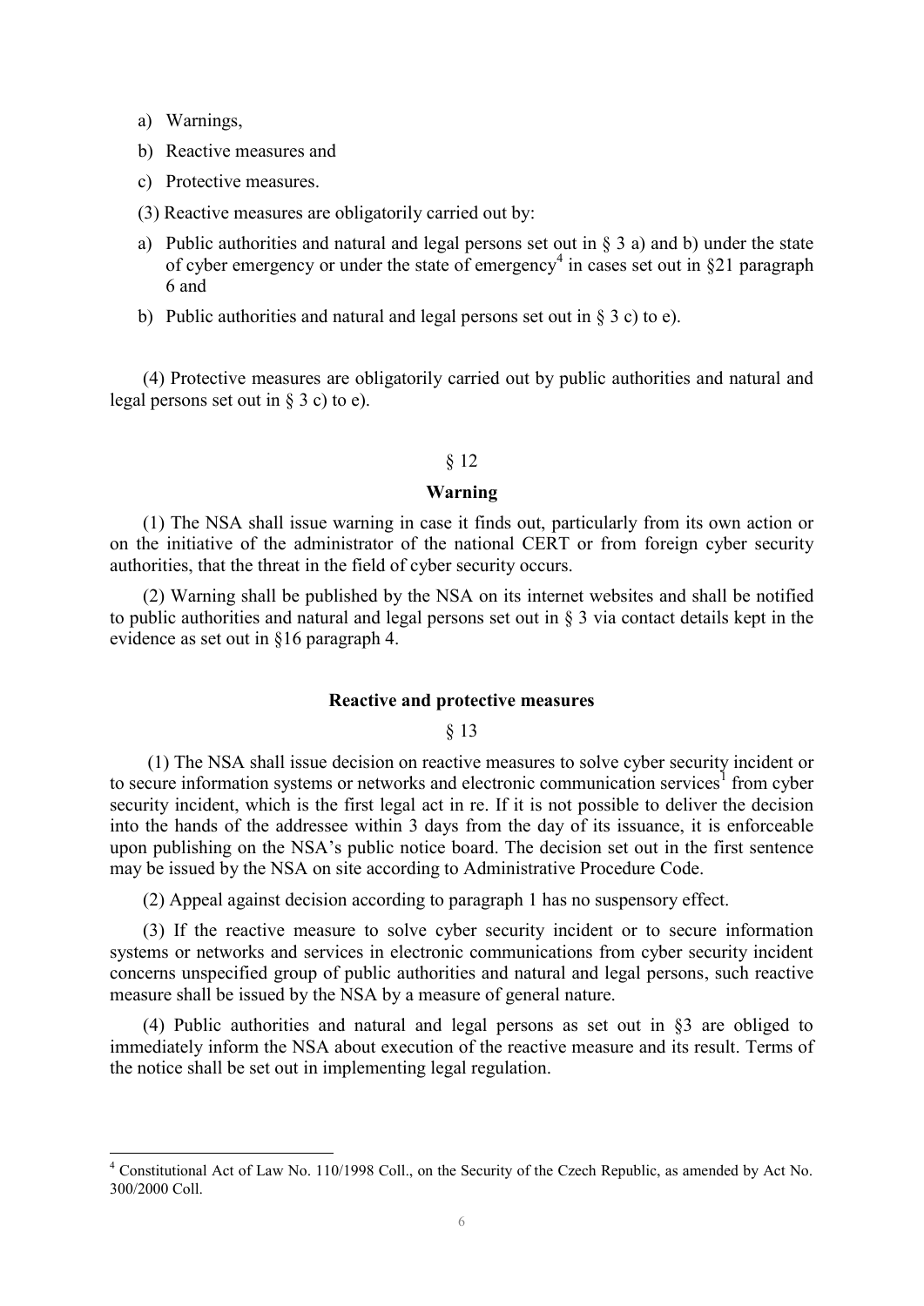a) Warnings,
b) Reactive measures and
c) Protective measures.

(3) Reactive measures are obligatorily carried out by:

a) Public authorities and natural and legal persons set out in § 3 a) and b) under the state of cyber emergency or under the state of emergency[4] in cases set out in §21 paragraph 6 and
b) Public authorities and natural and legal persons set out in § 3 c) to e).

(4) Protective measures are obligatorily carried out by public authorities and natural and legal persons set out in § 3 c) to e).

§ 12

**Warning**

(1) The NSA shall issue warning in case it finds out, particularly from its own action or on the initiative of the administrator of the national CERT or from foreign cyber security authorities, that the threat in the field of cyber security occurs.

(2) Warning shall be published by the NSA on its internet websites and shall be notified to public authorities and natural and legal persons set out in § 3 via contact details kept in the evidence as set out in §16 paragraph 4.

**Reactive and protective measures**

§ 13

(1) The NSA shall issue decision on reactive measures to solve cyber security incident or to secure information systems or networks and electronic communication services[1] from cyber security incident, which is the first legal act in re. If it is not possible to deliver the decision into the hands of the addressee within 3 days from the day of its issuance, it is enforceable upon publishing on the NSA's public notice board. The decision set out in the first sentence may be issued by the NSA on site according to Administrative Procedure Code.

(2) Appeal against decision according to paragraph 1 has no suspensory effect.

(3) If the reactive measure to solve cyber security incident or to secure information systems or networks and services in electronic communications from cyber security incident concerns unspecified group of public authorities and natural and legal persons, such reactive measure shall be issued by the NSA by a measure of general nature.

(4) Public authorities and natural and legal persons as set out in §3 are obliged to immediately inform the NSA about execution of the reactive measure and its result. Terms of the notice shall be set out in implementing legal regulation.

---

[4] Constitutional Act of Law No. 110/1998 Coll., on the Security of the Czech Republic, as amended by Act No. 300/2000 Coll.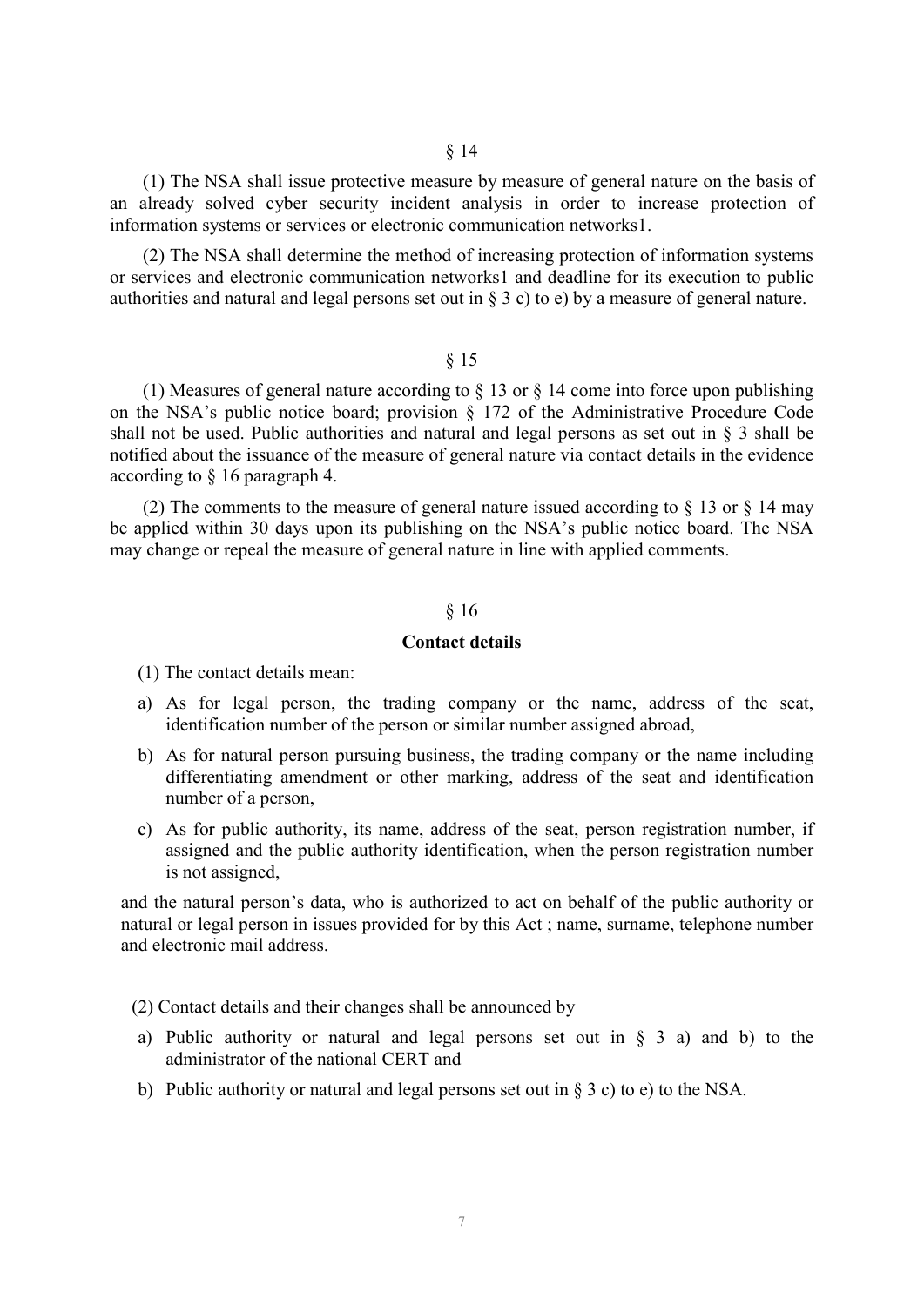§ 14

(1) The NSA shall issue protective measure by measure of general nature on the basis of an already solved cyber security incident analysis in order to increase protection of information systems or services or electronic communication networks1.

(2) The NSA shall determine the method of increasing protection of information systems or services and electronic communication networks1 and deadline for its execution to public authorities and natural and legal persons set out in § 3 c) to e) by a measure of general nature.

§ 15

(1) Measures of general nature according to § 13 or § 14 come into force upon publishing on the NSA's public notice board; provision § 172 of the Administrative Procedure Code shall not be used. Public authorities and natural and legal persons as set out in § 3 shall be notified about the issuance of the measure of general nature via contact details in the evidence according to § 16 paragraph 4.

(2) The comments to the measure of general nature issued according to § 13 or § 14 may be applied within 30 days upon its publishing on the NSA's public notice board. The NSA may change or repeal the measure of general nature in line with applied comments.

§ 16

**Contact details**

(1) The contact details mean:

a) As for legal person, the trading company or the name, address of the seat, identification number of the person or similar number assigned abroad,

b) As for natural person pursuing business, the trading company or the name including differentiating amendment or other marking, address of the seat and identification number of a person,

c) As for public authority, its name, address of the seat, person registration number, if assigned and the public authority identification, when the person registration number is not assigned,

and the natural person's data, who is authorized to act on behalf of the public authority or natural or legal person in issues provided for by this Act ; name, surname, telephone number and electronic mail address.

(2) Contact details and their changes shall be announced by

a) Public authority or natural and legal persons set out in § 3 a) and b) to the administrator of the national CERT and

b) Public authority or natural and legal persons set out in § 3 c) to e) to the NSA.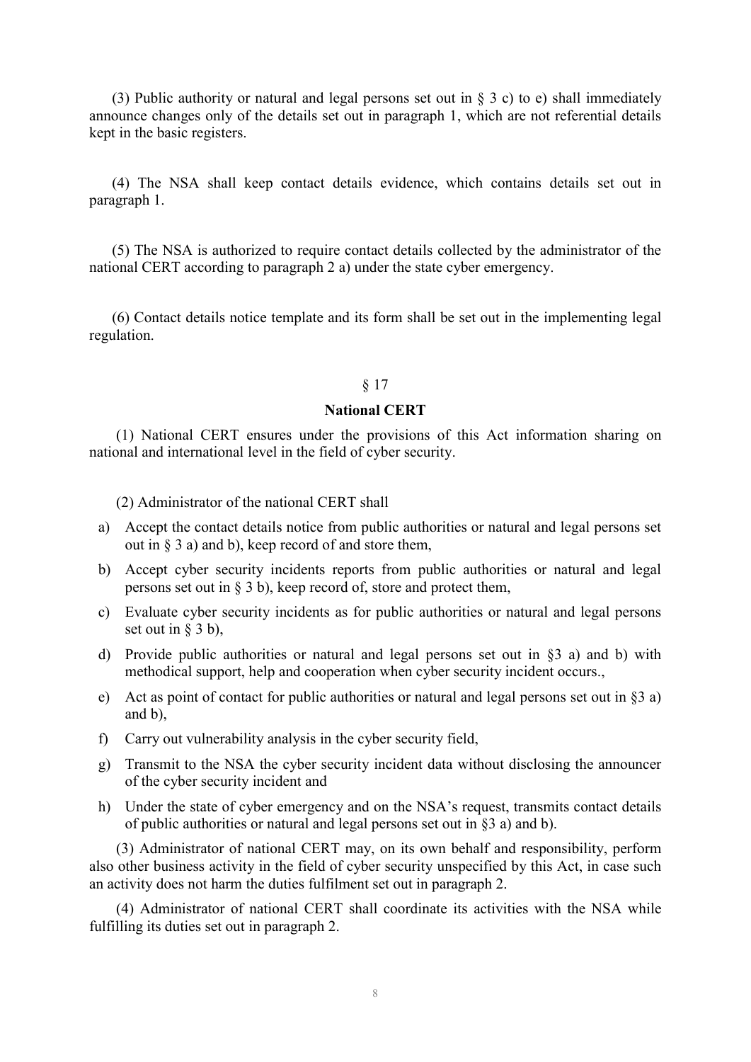(3) Public authority or natural and legal persons set out in § 3 c) to e) shall immediately announce changes only of the details set out in paragraph 1, which are not referential details kept in the basic registers.

(4) The NSA shall keep contact details evidence, which contains details set out in paragraph 1.

(5) The NSA is authorized to require contact details collected by the administrator of the national CERT according to paragraph 2 a) under the state cyber emergency.

(6) Contact details notice template and its form shall be set out in the implementing legal regulation.

§ 17

**National CERT**

(1) National CERT ensures under the provisions of this Act information sharing on national and international level in the field of cyber security.

(2) Administrator of the national CERT shall

a) Accept the contact details notice from public authorities or natural and legal persons set out in § 3 a) and b), keep record of and store them,
b) Accept cyber security incidents reports from public authorities or natural and legal persons set out in § 3 b), keep record of, store and protect them,
c) Evaluate cyber security incidents as for public authorities or natural and legal persons set out in § 3 b),
d) Provide public authorities or natural and legal persons set out in §3 a) and b) with methodical support, help and cooperation when cyber security incident occurs.,
e) Act as point of contact for public authorities or natural and legal persons set out in §3 a) and b),
f) Carry out vulnerability analysis in the cyber security field,
g) Transmit to the NSA the cyber security incident data without disclosing the announcer of the cyber security incident and
h) Under the state of cyber emergency and on the NSA's request, transmits contact details of public authorities or natural and legal persons set out in §3 a) and b).

(3) Administrator of national CERT may, on its own behalf and responsibility, perform also other business activity in the field of cyber security unspecified by this Act, in case such an activity does not harm the duties fulfilment set out in paragraph 2.

(4) Administrator of national CERT shall coordinate its activities with the NSA while fulfilling its duties set out in paragraph 2.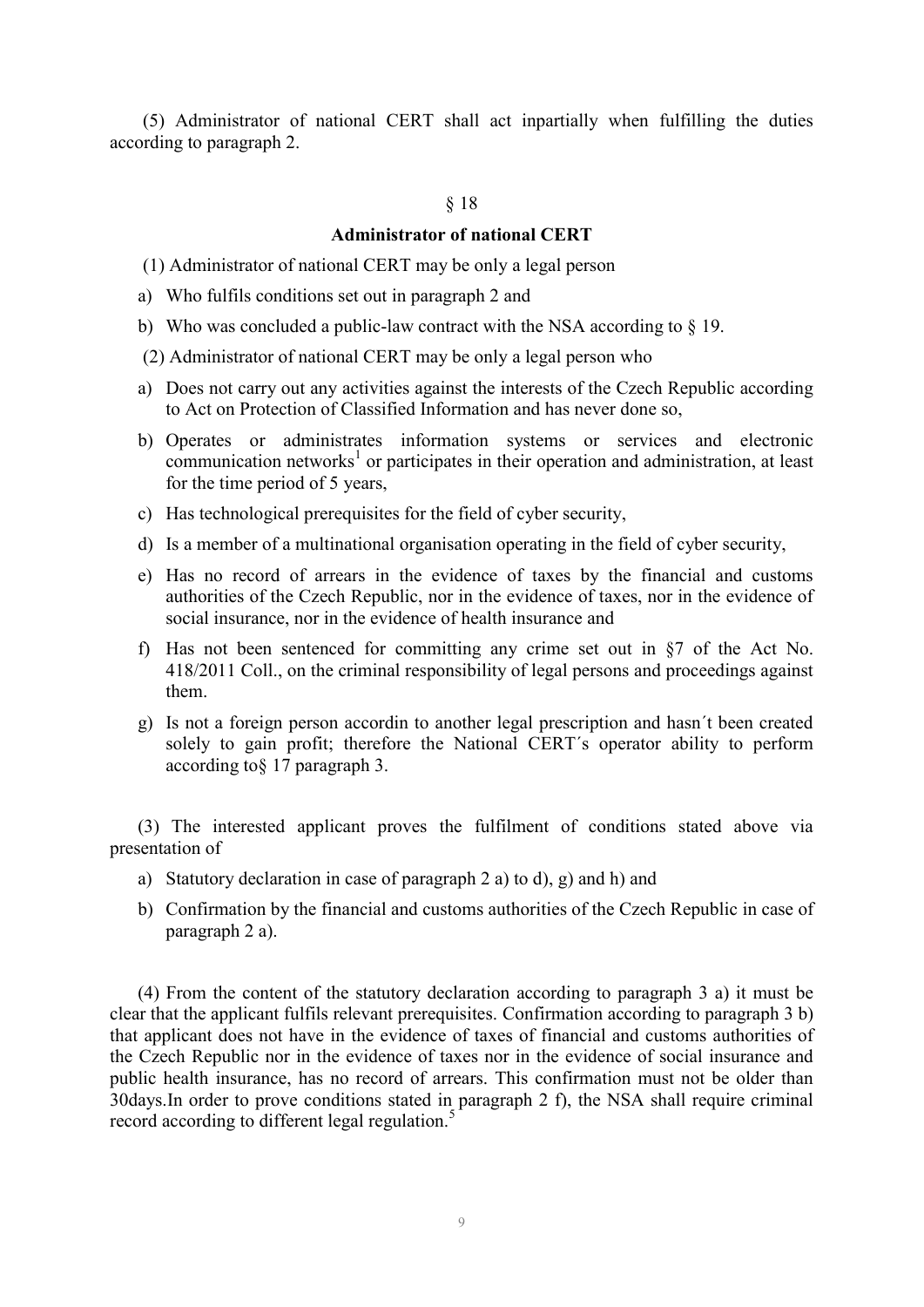(5) Administrator of national CERT shall act inpartially when fulfilling the duties according to paragraph 2.

## § 18

### Administrator of national CERT

(1) Administrator of national CERT may be only a legal person

a) Who fulfils conditions set out in paragraph 2 and

b) Who was concluded a public-law contract with the NSA according to § 19.

(2) Administrator of national CERT may be only a legal person who

a) Does not carry out any activities against the interests of the Czech Republic according to Act on Protection of Classified Information and has never done so,

b) Operates or administrates information systems or services and electronic communication networks[1] or participates in their operation and administration, at least for the time period of 5 years,

c) Has technological prerequisites for the field of cyber security,

d) Is a member of a multinational organisation operating in the field of cyber security,

e) Has no record of arrears in the evidence of taxes by the financial and customs authorities of the Czech Republic, nor in the evidence of taxes, nor in the evidence of social insurance, nor in the evidence of health insurance and

f) Has not been sentenced for committing any crime set out in §7 of the Act No. 418/2011 Coll., on the criminal responsibility of legal persons and proceedings against them.

g) Is not a foreign person accordin to another legal prescription and hasn´t been created solely to gain profit; therefore the National CERT´s operator ability to perform according to§ 17 paragraph 3.

(3) The interested applicant proves the fulfilment of conditions stated above via presentation of

a) Statutory declaration in case of paragraph 2 a) to d), g) and h) and

b) Confirmation by the financial and customs authorities of the Czech Republic in case of paragraph 2 a).

(4) From the content of the statutory declaration according to paragraph 3 a) it must be clear that the applicant fulfils relevant prerequisites. Confirmation according to paragraph 3 b) that applicant does not have in the evidence of taxes of financial and customs authorities of the Czech Republic nor in the evidence of taxes nor in the evidence of social insurance and public health insurance, has no record of arrears. This confirmation must not be older than 30days.In order to prove conditions stated in paragraph 2 f), the NSA shall require criminal record according to different legal regulation.[5]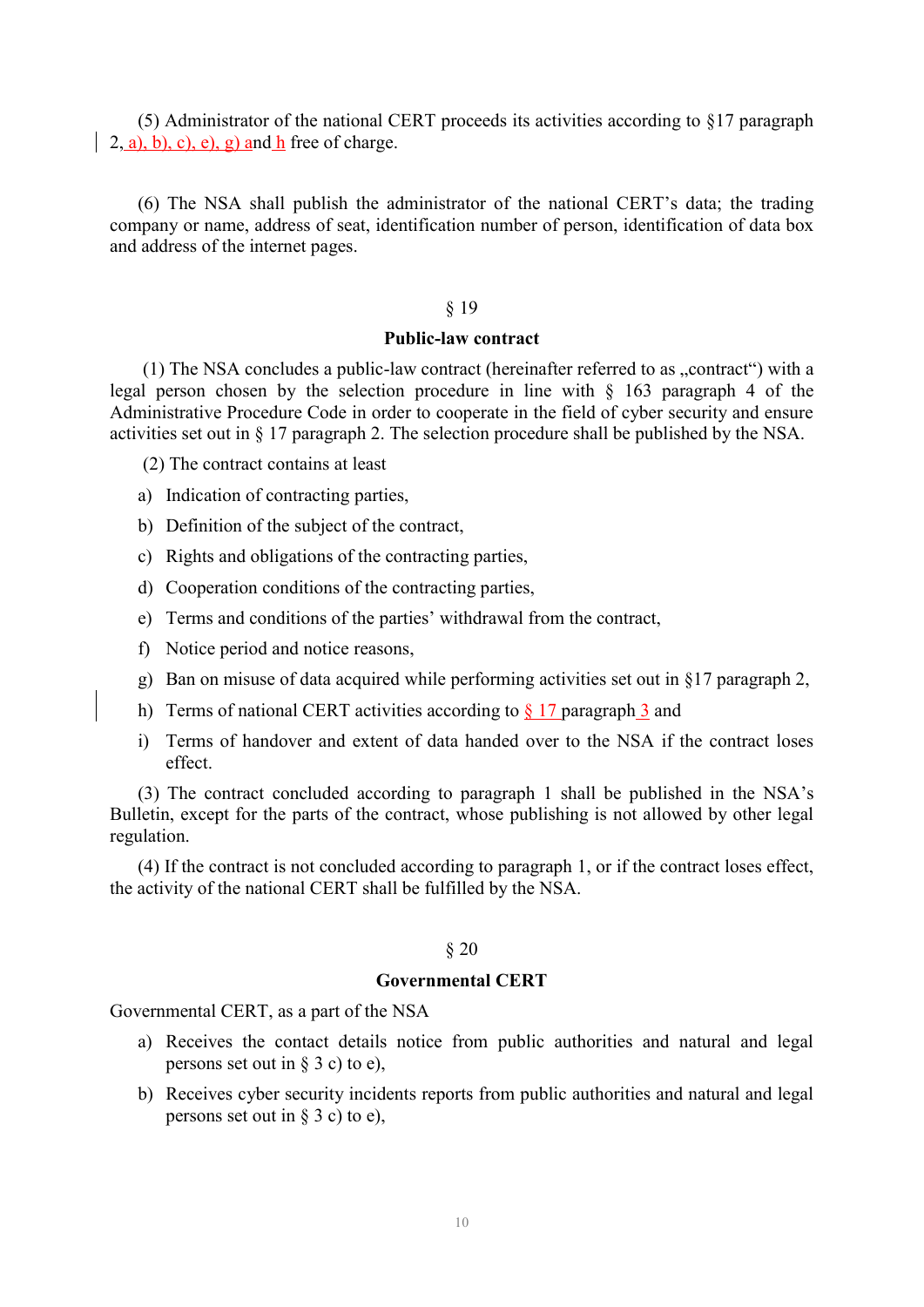(5) Administrator of the national CERT proceeds its activities according to §17 paragraph 2, a), b), c), e), g) and h free of charge.

(6) The NSA shall publish the administrator of the national CERT's data; the trading company or name, address of seat, identification number of person, identification of data box and address of the internet pages.

## § 19

### Public-law contract

(1) The NSA concludes a public-law contract (hereinafter referred to as „contract") with a legal person chosen by the selection procedure in line with § 163 paragraph 4 of the Administrative Procedure Code in order to cooperate in the field of cyber security and ensure activities set out in § 17 paragraph 2. The selection procedure shall be published by the NSA.

(2) The contract contains at least

a) Indication of contracting parties,

b) Definition of the subject of the contract,

c) Rights and obligations of the contracting parties,

d) Cooperation conditions of the contracting parties,

e) Terms and conditions of the parties' withdrawal from the contract,

f) Notice period and notice reasons,

g) Ban on misuse of data acquired while performing activities set out in §17 paragraph 2,

h) Terms of national CERT activities according to § 17 paragraph 3 and

i) Terms of handover and extent of data handed over to the NSA if the contract loses effect.

(3) The contract concluded according to paragraph 1 shall be published in the NSA's Bulletin, except for the parts of the contract, whose publishing is not allowed by other legal regulation.

(4) If the contract is not concluded according to paragraph 1, or if the contract loses effect, the activity of the national CERT shall be fulfilled by the NSA.

## § 20

### Governmental CERT

Governmental CERT, as a part of the NSA

a) Receives the contact details notice from public authorities and natural and legal persons set out in § 3 c) to e),

b) Receives cyber security incidents reports from public authorities and natural and legal persons set out in § 3 c) to e),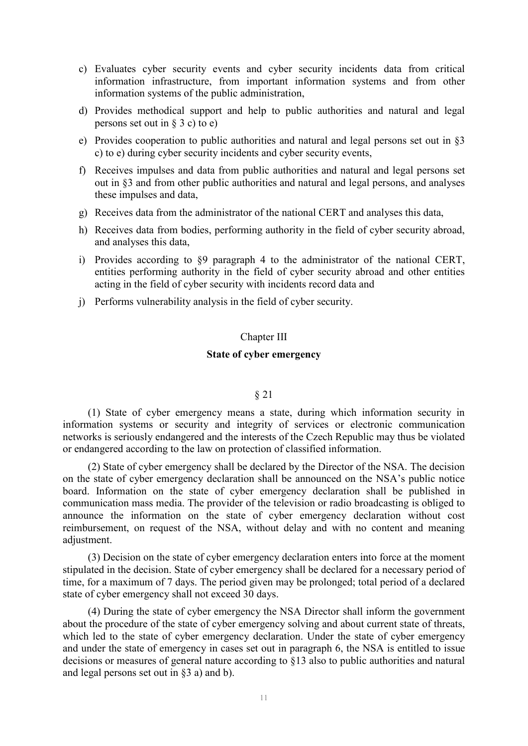c) Evaluates cyber security events and cyber security incidents data from critical information infrastructure, from important information systems and from other information systems of the public administration,

d) Provides methodical support and help to public authorities and natural and legal persons set out in § 3 c) to e)

e) Provides cooperation to public authorities and natural and legal persons set out in §3 c) to e) during cyber security incidents and cyber security events,

f) Receives impulses and data from public authorities and natural and legal persons set out in §3 and from other public authorities and natural and legal persons, and analyses these impulses and data,

g) Receives data from the administrator of the national CERT and analyses this data,

h) Receives data from bodies, performing authority in the field of cyber security abroad, and analyses this data,

i) Provides according to §9 paragraph 4 to the administrator of the national CERT, entities performing authority in the field of cyber security abroad and other entities acting in the field of cyber security with incidents record data and

j) Performs vulnerability analysis in the field of cyber security.

## Chapter III

## State of cyber emergency

### § 21

(1) State of cyber emergency means a state, during which information security in information systems or security and integrity of services or electronic communication networks is seriously endangered and the interests of the Czech Republic may thus be violated or endangered according to the law on protection of classified information.

(2) State of cyber emergency shall be declared by the Director of the NSA. The decision on the state of cyber emergency declaration shall be announced on the NSA's public notice board. Information on the state of cyber emergency declaration shall be published in communication mass media. The provider of the television or radio broadcasting is obliged to announce the information on the state of cyber emergency declaration without cost reimbursement, on request of the NSA, without delay and with no content and meaning adjustment.

(3) Decision on the state of cyber emergency declaration enters into force at the moment stipulated in the decision. State of cyber emergency shall be declared for a necessary period of time, for a maximum of 7 days. The period given may be prolonged; total period of a declared state of cyber emergency shall not exceed 30 days.

(4) During the state of cyber emergency the NSA Director shall inform the government about the procedure of the state of cyber emergency solving and about current state of threats, which led to the state of cyber emergency declaration. Under the state of cyber emergency and under the state of emergency in cases set out in paragraph 6, the NSA is entitled to issue decisions or measures of general nature according to §13 also to public authorities and natural and legal persons set out in §3 a) and b).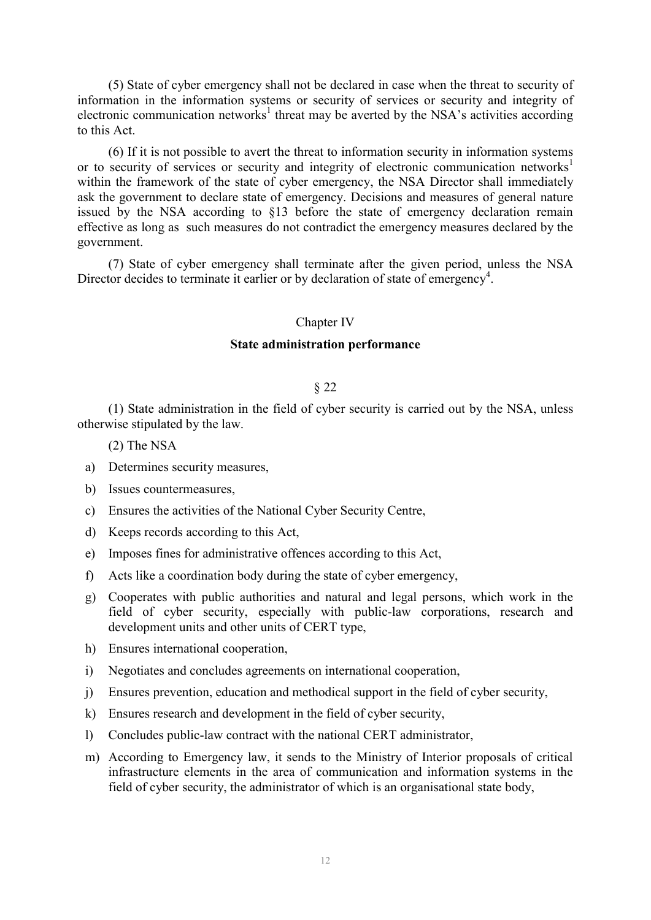(5) State of cyber emergency shall not be declared in case when the threat to security of information in the information systems or security of services or security and integrity of electronic communication networks[1] threat may be averted by the NSA's activities according to this Act.

(6) If it is not possible to avert the threat to information security in information systems or to security of services or security and integrity of electronic communication networks[1] within the framework of the state of cyber emergency, the NSA Director shall immediately ask the government to declare state of emergency. Decisions and measures of general nature issued by the NSA according to §13 before the state of emergency declaration remain effective as long as such measures do not contradict the emergency measures declared by the government.

(7) State of cyber emergency shall terminate after the given period, unless the NSA Director decides to terminate it earlier or by declaration of state of emergency[4].

## Chapter IV

## State administration performance

§ 22

(1) State administration in the field of cyber security is carried out by the NSA, unless otherwise stipulated by the law.

(2) The NSA

a) Determines security measures,

b) Issues countermeasures,

c) Ensures the activities of the National Cyber Security Centre,

d) Keeps records according to this Act,

e) Imposes fines for administrative offences according to this Act,

f) Acts like a coordination body during the state of cyber emergency,

g) Cooperates with public authorities and natural and legal persons, which work in the field of cyber security, especially with public-law corporations, research and development units and other units of CERT type,

h) Ensures international cooperation,

i) Negotiates and concludes agreements on international cooperation,

j) Ensures prevention, education and methodical support in the field of cyber security,

k) Ensures research and development in the field of cyber security,

l) Concludes public-law contract with the national CERT administrator,

m) According to Emergency law, it sends to the Ministry of Interior proposals of critical infrastructure elements in the area of communication and information systems in the field of cyber security, the administrator of which is an organisational state body,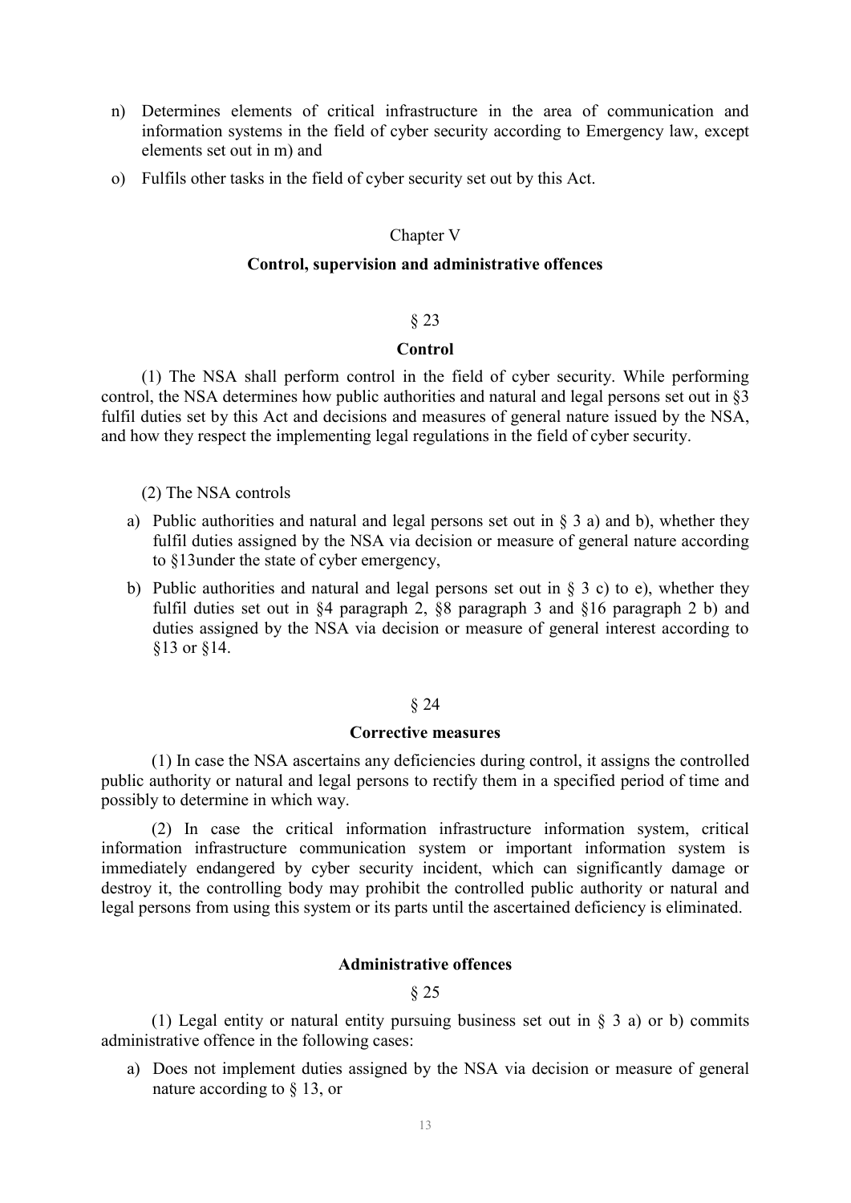n) Determines elements of critical infrastructure in the area of communication and information systems in the field of cyber security according to Emergency law, except elements set out in m) and

o) Fulfils other tasks in the field of cyber security set out by this Act.

## Chapter V

## Control, supervision and administrative offences

### § 23

### Control

(1) The NSA shall perform control in the field of cyber security. While performing control, the NSA determines how public authorities and natural and legal persons set out in §3 fulfil duties set by this Act and decisions and measures of general nature issued by the NSA, and how they respect the implementing legal regulations in the field of cyber security.

(2) The NSA controls

a) Public authorities and natural and legal persons set out in § 3 a) and b), whether they fulfil duties assigned by the NSA via decision or measure of general nature according to §13under the state of cyber emergency,

b) Public authorities and natural and legal persons set out in § 3 c) to e), whether they fulfil duties set out in §4 paragraph 2, §8 paragraph 3 and §16 paragraph 2 b) and duties assigned by the NSA via decision or measure of general interest according to §13 or §14.

### § 24

### Corrective measures

(1) In case the NSA ascertains any deficiencies during control, it assigns the controlled public authority or natural and legal persons to rectify them in a specified period of time and possibly to determine in which way.

(2) In case the critical information infrastructure information system, critical information infrastructure communication system or important information system is immediately endangered by cyber security incident, which can significantly damage or destroy it, the controlling body may prohibit the controlled public authority or natural and legal persons from using this system or its parts until the ascertained deficiency is eliminated.

### Administrative offences

### § 25

(1) Legal entity or natural entity pursuing business set out in § 3 a) or b) commits administrative offence in the following cases:

a) Does not implement duties assigned by the NSA via decision or measure of general nature according to § 13, or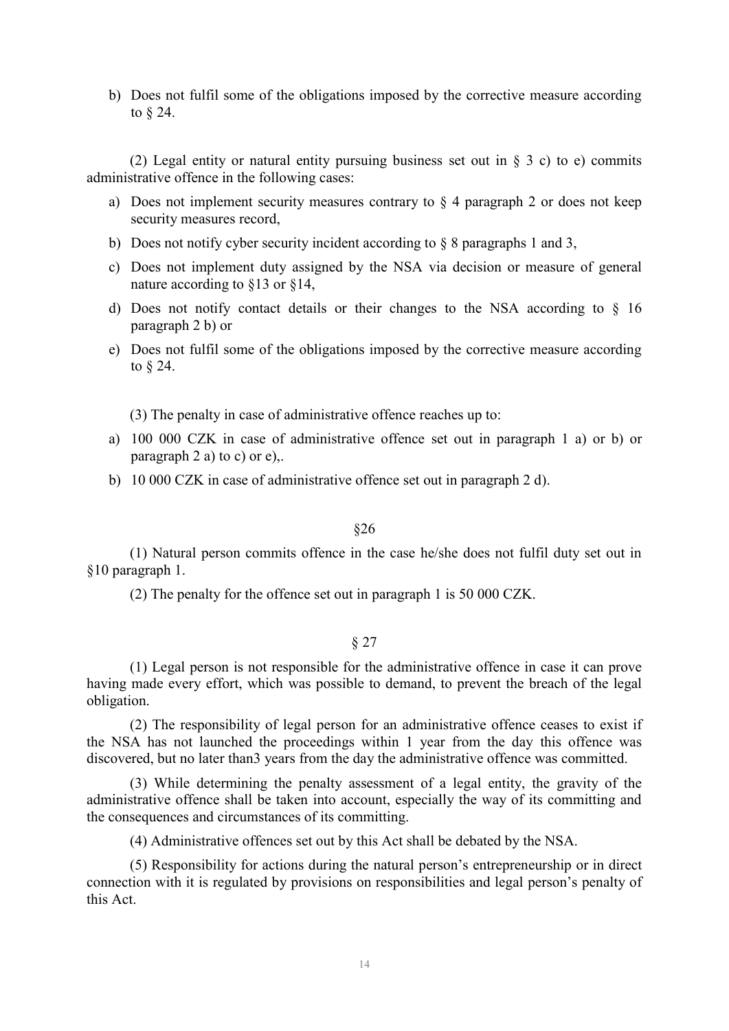b) Does not fulfil some of the obligations imposed by the corrective measure according to § 24.

(2) Legal entity or natural entity pursuing business set out in § 3 c) to e) commits administrative offence in the following cases:

a) Does not implement security measures contrary to § 4 paragraph 2 or does not keep security measures record,
b) Does not notify cyber security incident according to § 8 paragraphs 1 and 3,
c) Does not implement duty assigned by the NSA via decision or measure of general nature according to §13 or §14,
d) Does not notify contact details or their changes to the NSA according to § 16 paragraph 2 b) or
e) Does not fulfil some of the obligations imposed by the corrective measure according to § 24.

(3) The penalty in case of administrative offence reaches up to:

a) 100 000 CZK in case of administrative offence set out in paragraph 1 a) or b) or paragraph 2 a) to c) or e),.
b) 10 000 CZK in case of administrative offence set out in paragraph 2 d).

§26

(1) Natural person commits offence in the case he/she does not fulfil duty set out in §10 paragraph 1.

(2) The penalty for the offence set out in paragraph 1 is 50 000 CZK.

§ 27

(1) Legal person is not responsible for the administrative offence in case it can prove having made every effort, which was possible to demand, to prevent the breach of the legal obligation.

(2) The responsibility of legal person for an administrative offence ceases to exist if the NSA has not launched the proceedings within 1 year from the day this offence was discovered, but no later than3 years from the day the administrative offence was committed.

(3) While determining the penalty assessment of a legal entity, the gravity of the administrative offence shall be taken into account, especially the way of its committing and the consequences and circumstances of its committing.

(4) Administrative offences set out by this Act shall be debated by the NSA.

(5) Responsibility for actions during the natural person's entrepreneurship or in direct connection with it is regulated by provisions on responsibilities and legal person's penalty of this Act.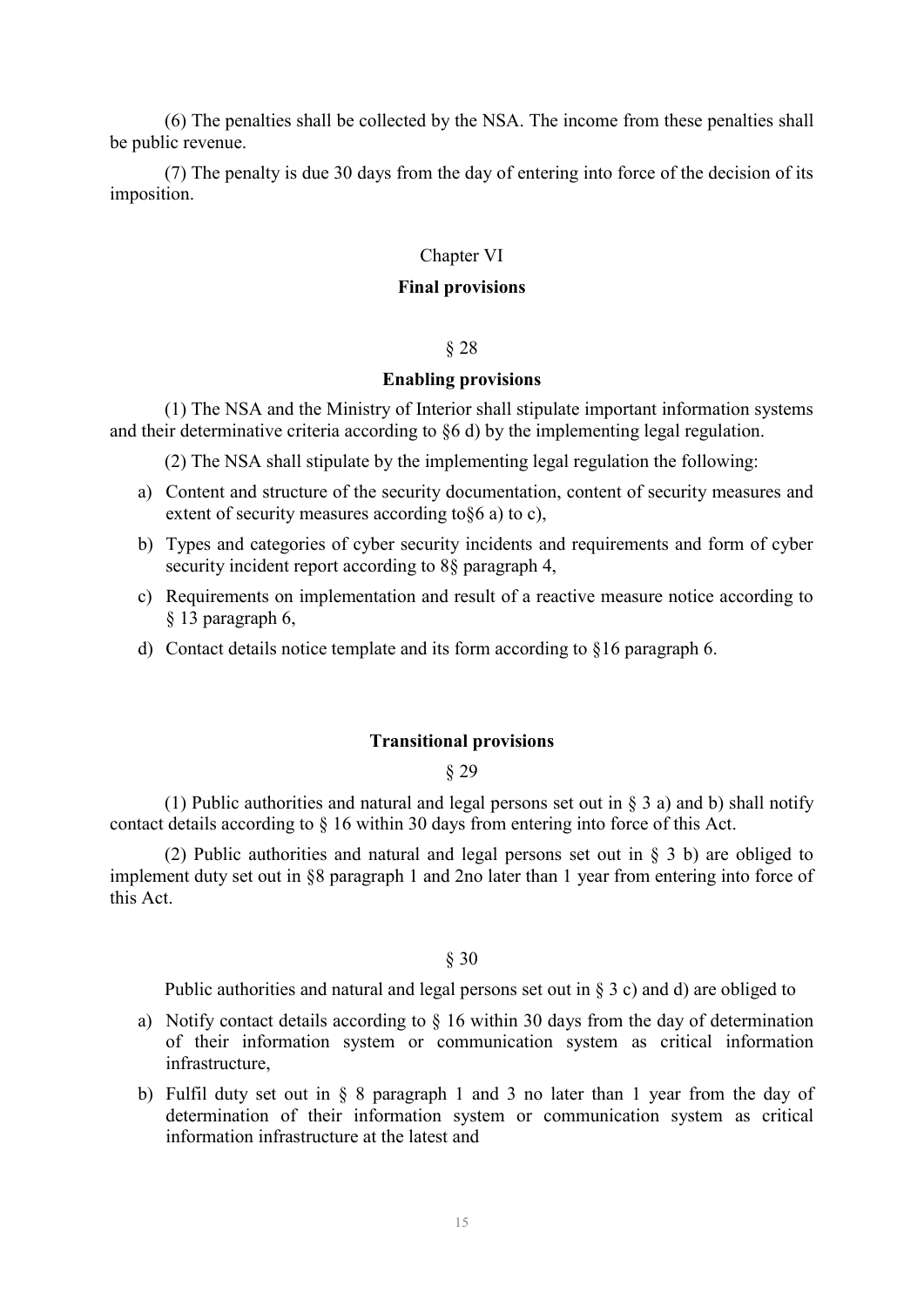(6) The penalties shall be collected by the NSA. The income from these penalties shall be public revenue.

(7) The penalty is due 30 days from the day of entering into force of the decision of its imposition.

## Chapter VI

## Final provisions

### § 28

### Enabling provisions

(1) The NSA and the Ministry of Interior shall stipulate important information systems and their determinative criteria according to §6 d) by the implementing legal regulation.

(2) The NSA shall stipulate by the implementing legal regulation the following:

a) Content and structure of the security documentation, content of security measures and extent of security measures according to§6 a) to c),
b) Types and categories of cyber security incidents and requirements and form of cyber security incident report according to 8§ paragraph 4,
c) Requirements on implementation and result of a reactive measure notice according to § 13 paragraph 6,
d) Contact details notice template and its form according to §16 paragraph 6.

### Transitional provisions

### § 29

(1) Public authorities and natural and legal persons set out in § 3 a) and b) shall notify contact details according to § 16 within 30 days from entering into force of this Act.

(2) Public authorities and natural and legal persons set out in § 3 b) are obliged to implement duty set out in §8 paragraph 1 and 2no later than 1 year from entering into force of this Act.

### § 30

Public authorities and natural and legal persons set out in § 3 c) and d) are obliged to

a) Notify contact details according to § 16 within 30 days from the day of determination of their information system or communication system as critical information infrastructure,
b) Fulfil duty set out in § 8 paragraph 1 and 3 no later than 1 year from the day of determination of their information system or communication system as critical information infrastructure at the latest and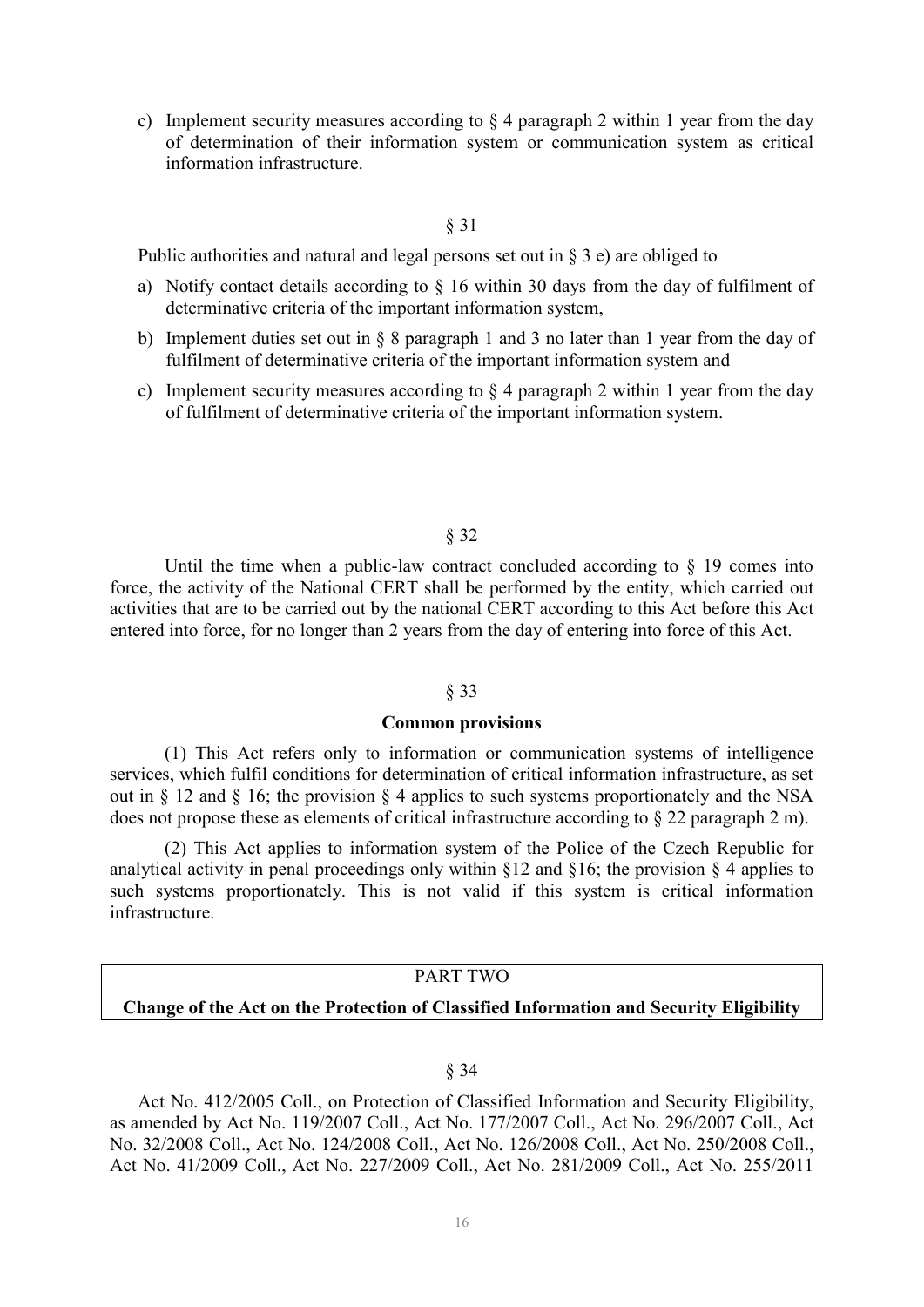c) Implement security measures according to § 4 paragraph 2 within 1 year from the day of determination of their information system or communication system as critical information infrastructure.

§ 31

Public authorities and natural and legal persons set out in § 3 e) are obliged to

a) Notify contact details according to § 16 within 30 days from the day of fulfilment of determinative criteria of the important information system,

b) Implement duties set out in § 8 paragraph 1 and 3 no later than 1 year from the day of fulfilment of determinative criteria of the important information system and

c) Implement security measures according to § 4 paragraph 2 within 1 year from the day of fulfilment of determinative criteria of the important information system.

§ 32

Until the time when a public-law contract concluded according to § 19 comes into force, the activity of the National CERT shall be performed by the entity, which carried out activities that are to be carried out by the national CERT according to this Act before this Act entered into force, for no longer than 2 years from the day of entering into force of this Act.

§ 33

**Common provisions**

(1) This Act refers only to information or communication systems of intelligence services, which fulfil conditions for determination of critical information infrastructure, as set out in § 12 and § 16; the provision § 4 applies to such systems proportionately and the NSA does not propose these as elements of critical infrastructure according to § 22 paragraph 2 m).

(2) This Act applies to information system of the Police of the Czech Republic for analytical activity in penal proceedings only within §12 and §16; the provision § 4 applies to such systems proportionately. This is not valid if this system is critical information infrastructure.

## PART TWO

## Change of the Act on the Protection of Classified Information and Security Eligibility

§ 34

Act No. 412/2005 Coll., on Protection of Classified Information and Security Eligibility, as amended by Act No. 119/2007 Coll., Act No. 177/2007 Coll., Act No. 296/2007 Coll., Act No. 32/2008 Coll., Act No. 124/2008 Coll., Act No. 126/2008 Coll., Act No. 250/2008 Coll., Act No. 41/2009 Coll., Act No. 227/2009 Coll., Act No. 281/2009 Coll., Act No. 255/2011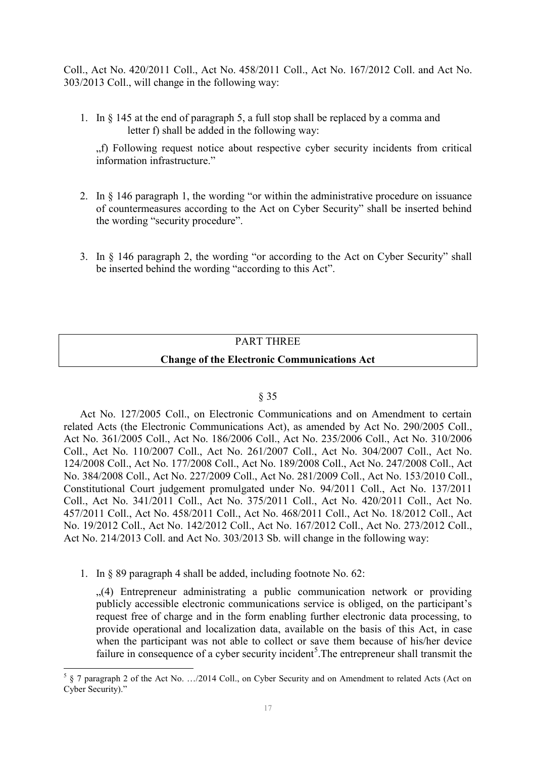Coll., Act No. 420/2011 Coll., Act No. 458/2011 Coll., Act No. 167/2012 Coll. and Act No. 303/2013 Coll., will change in the following way:

1. In § 145 at the end of paragraph 5, a full stop shall be replaced by a comma and letter f) shall be added in the following way:

   „f) Following request notice about respective cyber security incidents from critical information infrastructure."

2. In § 146 paragraph 1, the wording "or within the administrative procedure on issuance of countermeasures according to the Act on Cyber Security" shall be inserted behind the wording "security procedure".

3. In § 146 paragraph 2, the wording "or according to the Act on Cyber Security" shall be inserted behind the wording "according to this Act".

PART THREE

**Change of the Electronic Communications Act**

§ 35

Act No. 127/2005 Coll., on Electronic Communications and on Amendment to certain related Acts (the Electronic Communications Act), as amended by Act No. 290/2005 Coll., Act No. 361/2005 Coll., Act No. 186/2006 Coll., Act No. 235/2006 Coll., Act No. 310/2006 Coll., Act No. 110/2007 Coll., Act No. 261/2007 Coll., Act No. 304/2007 Coll., Act No. 124/2008 Coll., Act No. 177/2008 Coll., Act No. 189/2008 Coll., Act No. 247/2008 Coll., Act No. 384/2008 Coll., Act No. 227/2009 Coll., Act No. 281/2009 Coll., Act No. 153/2010 Coll., Constitutional Court judgement promulgated under No. 94/2011 Coll., Act No. 137/2011 Coll., Act No. 341/2011 Coll., Act No. 375/2011 Coll., Act No. 420/2011 Coll., Act No. 457/2011 Coll., Act No. 458/2011 Coll., Act No. 468/2011 Coll., Act No. 18/2012 Coll., Act No. 19/2012 Coll., Act No. 142/2012 Coll., Act No. 167/2012 Coll., Act No. 273/2012 Coll., Act No. 214/2013 Coll. and Act No. 303/2013 Sb. will change in the following way:

1. In § 89 paragraph 4 shall be added, including footnote No. 62:

   „(4) Entrepreneur administrating a public communication network or providing publicly accessible electronic communications service is obliged, on the participant's request free of charge and in the form enabling further electronic data processing, to provide operational and localization data, available on the basis of this Act, in case when the participant was not able to collect or save them because of his/her device failure in consequence of a cyber security incident[5].The entrepreneur shall transmit the

[5] § 7 paragraph 2 of the Act No. …/2014 Coll., on Cyber Security and on Amendment to related Acts (Act on Cyber Security)."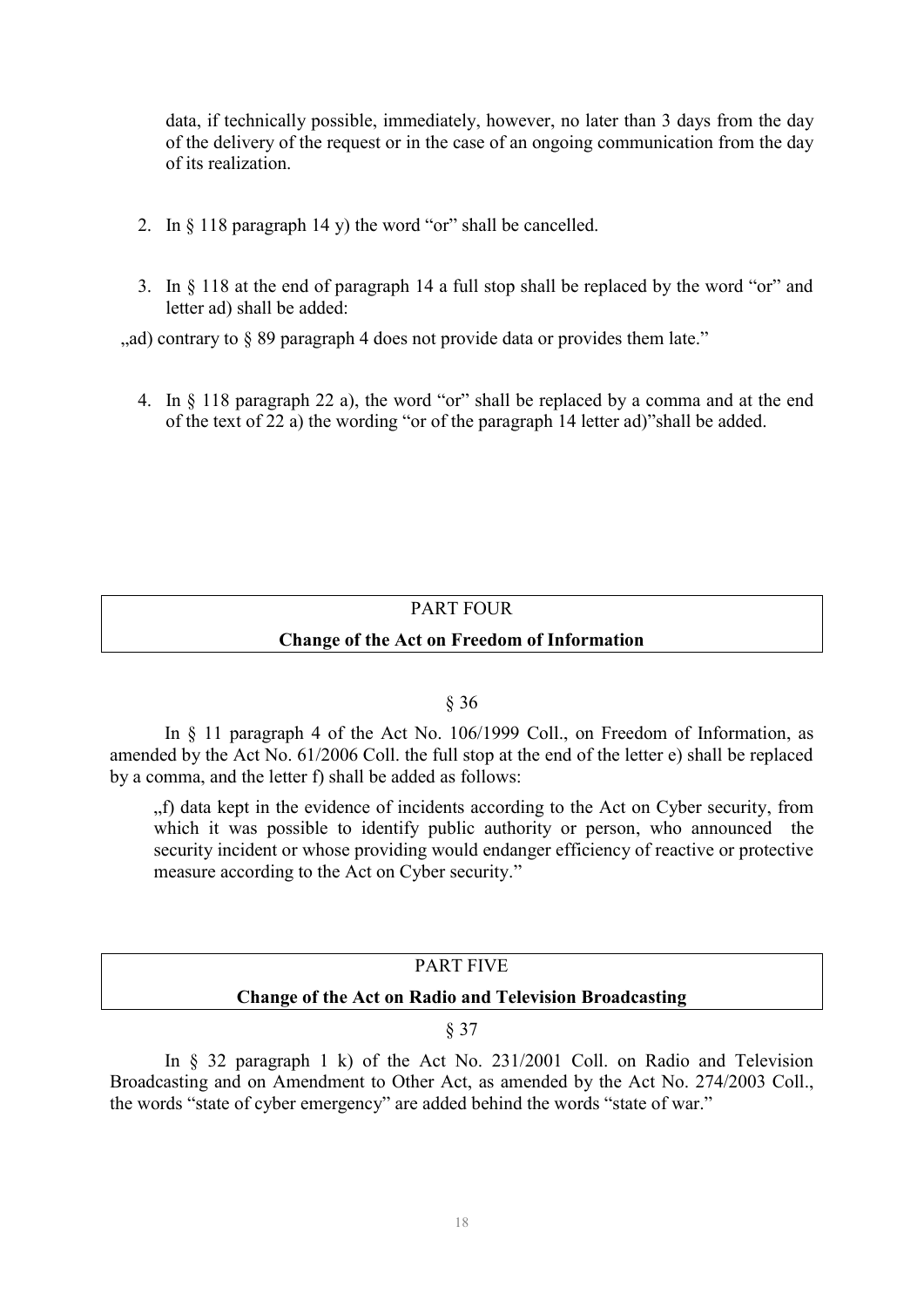data, if technically possible, immediately, however, no later than 3 days from the day of the delivery of the request or in the case of an ongoing communication from the day of its realization.

2. In § 118 paragraph 14 y) the word "or" shall be cancelled.

3. In § 118 at the end of paragraph 14 a full stop shall be replaced by the word "or" and letter ad) shall be added:

„ad) contrary to § 89 paragraph 4 does not provide data or provides them late."

4. In § 118 paragraph 22 a), the word "or" shall be replaced by a comma and at the end of the text of 22 a) the wording "or of the paragraph 14 letter ad)"shall be added.

## PART FOUR

## Change of the Act on Freedom of Information

§ 36

In § 11 paragraph 4 of the Act No. 106/1999 Coll., on Freedom of Information, as amended by the Act No. 61/2006 Coll. the full stop at the end of the letter e) shall be replaced by a comma, and the letter f) shall be added as follows:

„f) data kept in the evidence of incidents according to the Act on Cyber security, from which it was possible to identify public authority or person, who announced the security incident or whose providing would endanger efficiency of reactive or protective measure according to the Act on Cyber security."

## PART FIVE

## Change of the Act on Radio and Television Broadcasting

§ 37

In § 32 paragraph 1 k) of the Act No. 231/2001 Coll. on Radio and Television Broadcasting and on Amendment to Other Act, as amended by the Act No. 274/2003 Coll., the words "state of cyber emergency" are added behind the words "state of war."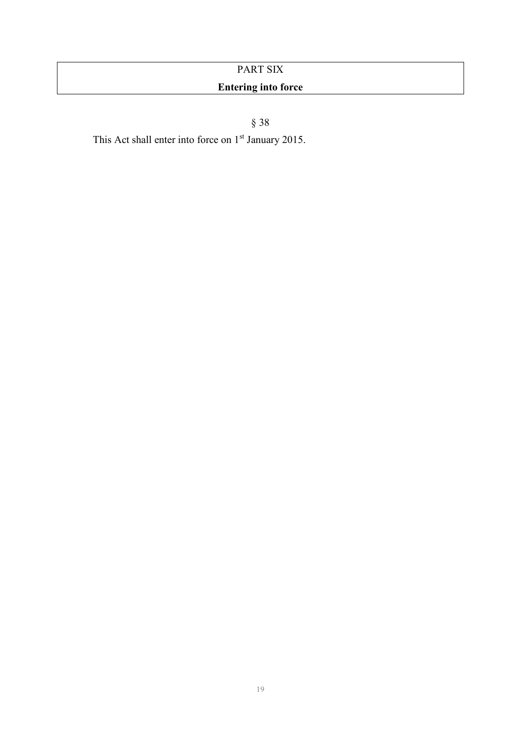## PART SIX

## **Entering into force**

§ 38

This Act shall enter into force on 1st January 2015.